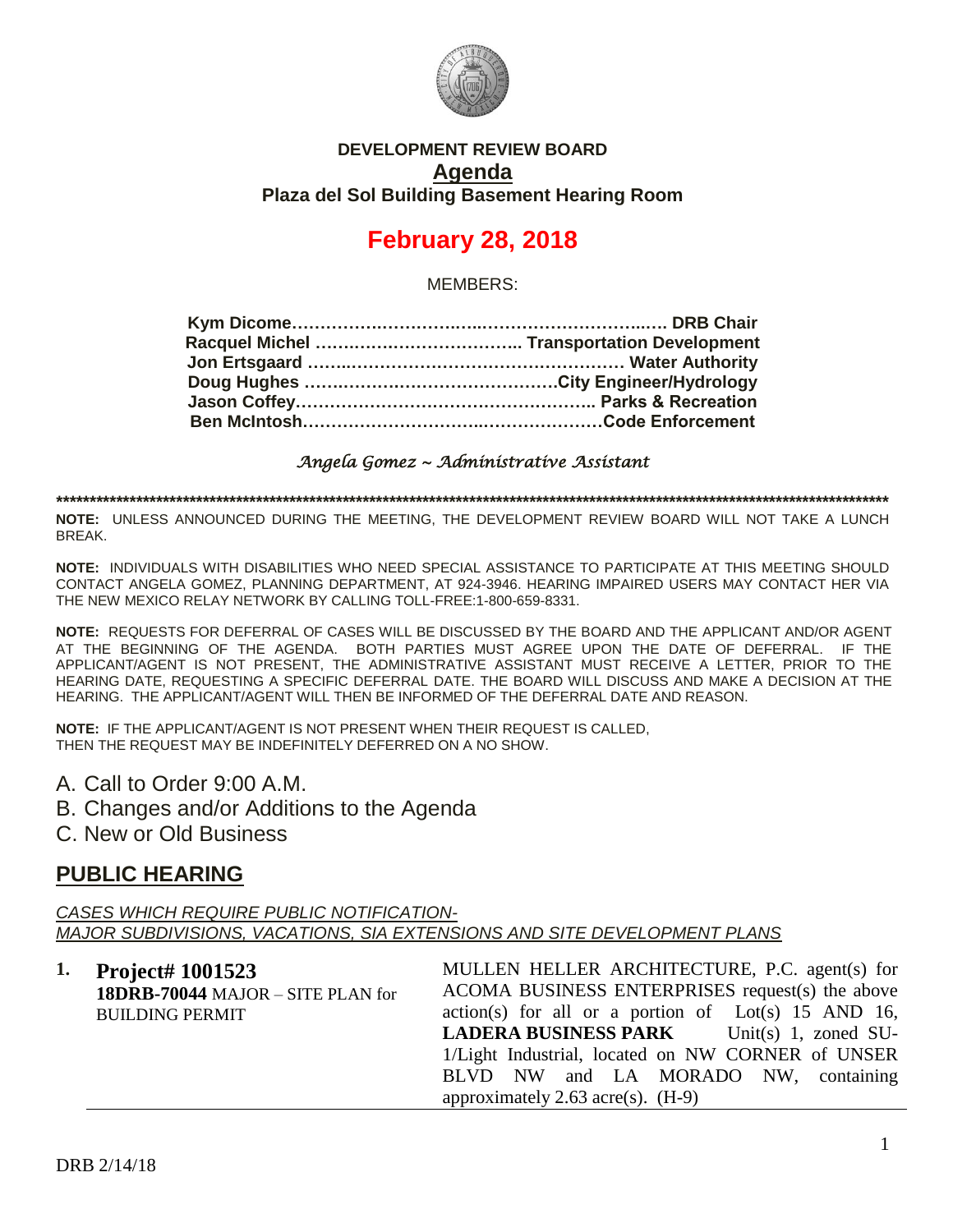**DEVELOPMENT REVIEW BOARD**

# Agenda

**Plaza del Sol Building Basement Hearing Room**

# February 28, 2018

MEMBERS:

**Kym Dicome……………………………………………………… DRB Chair**
**Racquel Michel ……………………………… Transportation Development**
**Jon Ertsgaard …………………………………………… Water Authority**
**Doug Hughes ………………………………………City Engineer/Hydrology**
**Jason Coffey……………………………………………… Parks & Recreation**
**Ben McIntosh……………………………………………Code Enforcement**

*Angela Gomez ~ Administrative Assistant*

**************************************************************************************************************************************

**NOTE:** UNLESS ANNOUNCED DURING THE MEETING, THE DEVELOPMENT REVIEW BOARD WILL NOT TAKE A LUNCH BREAK.

**NOTE:** INDIVIDUALS WITH DISABILITIES WHO NEED SPECIAL ASSISTANCE TO PARTICIPATE AT THIS MEETING SHOULD CONTACT ANGELA GOMEZ, PLANNING DEPARTMENT, AT 924-3946. HEARING IMPAIRED USERS MAY CONTACT HER VIA THE NEW MEXICO RELAY NETWORK BY CALLING TOLL-FREE:1-800-659-8331.

**NOTE:** REQUESTS FOR DEFERRAL OF CASES WILL BE DISCUSSED BY THE BOARD AND THE APPLICANT AND/OR AGENT AT THE BEGINNING OF THE AGENDA. BOTH PARTIES MUST AGREE UPON THE DATE OF DEFERRAL. IF THE APPLICANT/AGENT IS NOT PRESENT, THE ADMINISTRATIVE ASSISTANT MUST RECEIVE A LETTER, PRIOR TO THE HEARING DATE, REQUESTING A SPECIFIC DEFERRAL DATE. THE BOARD WILL DISCUSS AND MAKE A DECISION AT THE HEARING. THE APPLICANT/AGENT WILL THEN BE INFORMED OF THE DEFERRAL DATE AND REASON.

**NOTE:** IF THE APPLICANT/AGENT IS NOT PRESENT WHEN THEIR REQUEST IS CALLED, THEN THE REQUEST MAY BE INDEFINITELY DEFERRED ON A NO SHOW.

A. Call to Order 9:00 A.M.
B. Changes and/or Additions to the Agenda
C. New or Old Business

## PUBLIC HEARING

*CASES WHICH REQUIRE PUBLIC NOTIFICATION-*
*MAJOR SUBDIVISIONS, VACATIONS, SIA EXTENSIONS AND SITE DEVELOPMENT PLANS*

**1. Project# 1001523**
**18DRB-70044** MAJOR – SITE PLAN for BUILDING PERMIT

MULLEN HELLER ARCHITECTURE, P.C. agent(s) for ACOMA BUSINESS ENTERPRISES request(s) the above action(s) for all or a portion of Lot(s) 15 AND 16, **LADERA BUSINESS PARK** Unit(s) 1, zoned SU-1/Light Industrial, located on NW CORNER of UNSER BLVD NW and LA MORADO NW, containing approximately 2.63 acre(s). (H-9)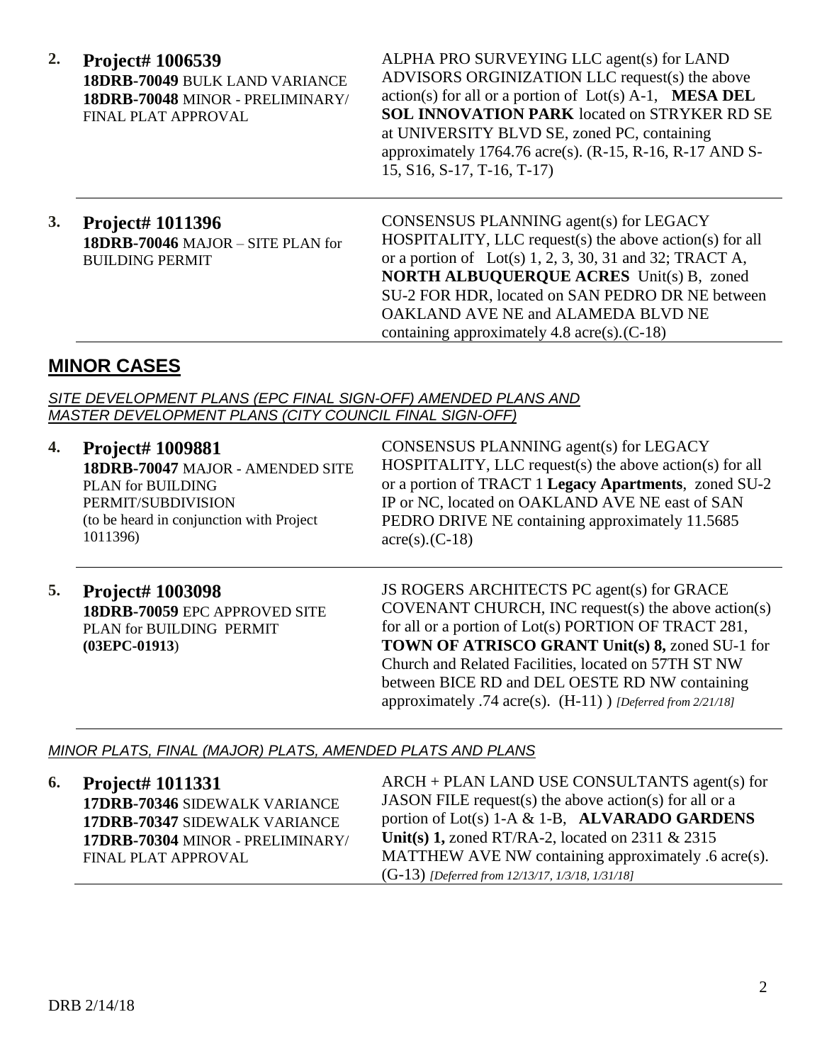2. **Project# 1006539**
**18DRB-70049** BULK LAND VARIANCE
**18DRB-70048** MINOR - PRELIMINARY/ FINAL PLAT APPROVAL

ALPHA PRO SURVEYING LLC agent(s) for LAND ADVISORS ORGINIZATION LLC request(s) the above action(s) for all or a portion of Lot(s) A-1, **MESA DEL SOL INNOVATION PARK** located on STRYKER RD SE at UNIVERSITY BLVD SE, zoned PC, containing approximately 1764.76 acre(s). (R-15, R-16, R-17 AND S-15, S16, S-17, T-16, T-17)

---

3. **Project# 1011396**
**18DRB-70046** MAJOR – SITE PLAN for BUILDING PERMIT

CONSENSUS PLANNING agent(s) for LEGACY HOSPITALITY, LLC request(s) the above action(s) for all or a portion of Lot(s) 1, 2, 3, 30, 31 and 32; TRACT A, **NORTH ALBUQUERQUE ACRES** Unit(s) B, zoned SU-2 FOR HDR, located on SAN PEDRO DR NE between OAKLAND AVE NE and ALAMEDA BLVD NE containing approximately 4.8 acre(s).(C-18)

---

## MINOR CASES

*SITE DEVELOPMENT PLANS (EPC FINAL SIGN-OFF) AMENDED PLANS AND MASTER DEVELOPMENT PLANS (CITY COUNCIL FINAL SIGN-OFF)*

4. **Project# 1009881**
**18DRB-70047** MAJOR - AMENDED SITE PLAN for BUILDING PERMIT/SUBDIVISION
(to be heard in conjunction with Project 1011396)

CONSENSUS PLANNING agent(s) for LEGACY HOSPITALITY, LLC request(s) the above action(s) for all or a portion of TRACT 1 **Legacy Apartments**, zoned SU-2 IP or NC, located on OAKLAND AVE NE east of SAN PEDRO DRIVE NE containing approximately 11.5685 acre(s).(C-18)

---

5. **Project# 1003098**
**18DRB-70059** EPC APPROVED SITE PLAN for BUILDING PERMIT
**(03EPC-01913)**

JS ROGERS ARCHITECTS PC agent(s) for GRACE COVENANT CHURCH, INC request(s) the above action(s) for all or a portion of Lot(s) PORTION OF TRACT 281, **TOWN OF ATRISCO GRANT Unit(s) 8,** zoned SU-1 for Church and Related Facilities, located on 57TH ST NW between BICE RD and DEL OESTE RD NW containing approximately .74 acre(s). (H-11) ) *[Deferred from 2/21/18]*

---

*MINOR PLATS, FINAL (MAJOR) PLATS, AMENDED PLATS AND PLANS*

6. **Project# 1011331**
**17DRB-70346** SIDEWALK VARIANCE
**17DRB-70347** SIDEWALK VARIANCE
**17DRB-70304** MINOR - PRELIMINARY/ FINAL PLAT APPROVAL

ARCH + PLAN LAND USE CONSULTANTS agent(s) for JASON FILE request(s) the above action(s) for all or a portion of Lot(s) 1-A & 1-B, **ALVARADO GARDENS Unit(s) 1,** zoned RT/RA-2, located on 2311 & 2315 MATTHEW AVE NW containing approximately .6 acre(s). (G-13) *[Deferred from 12/13/17, 1/3/18, 1/31/18]*

---

DRB 2/14/18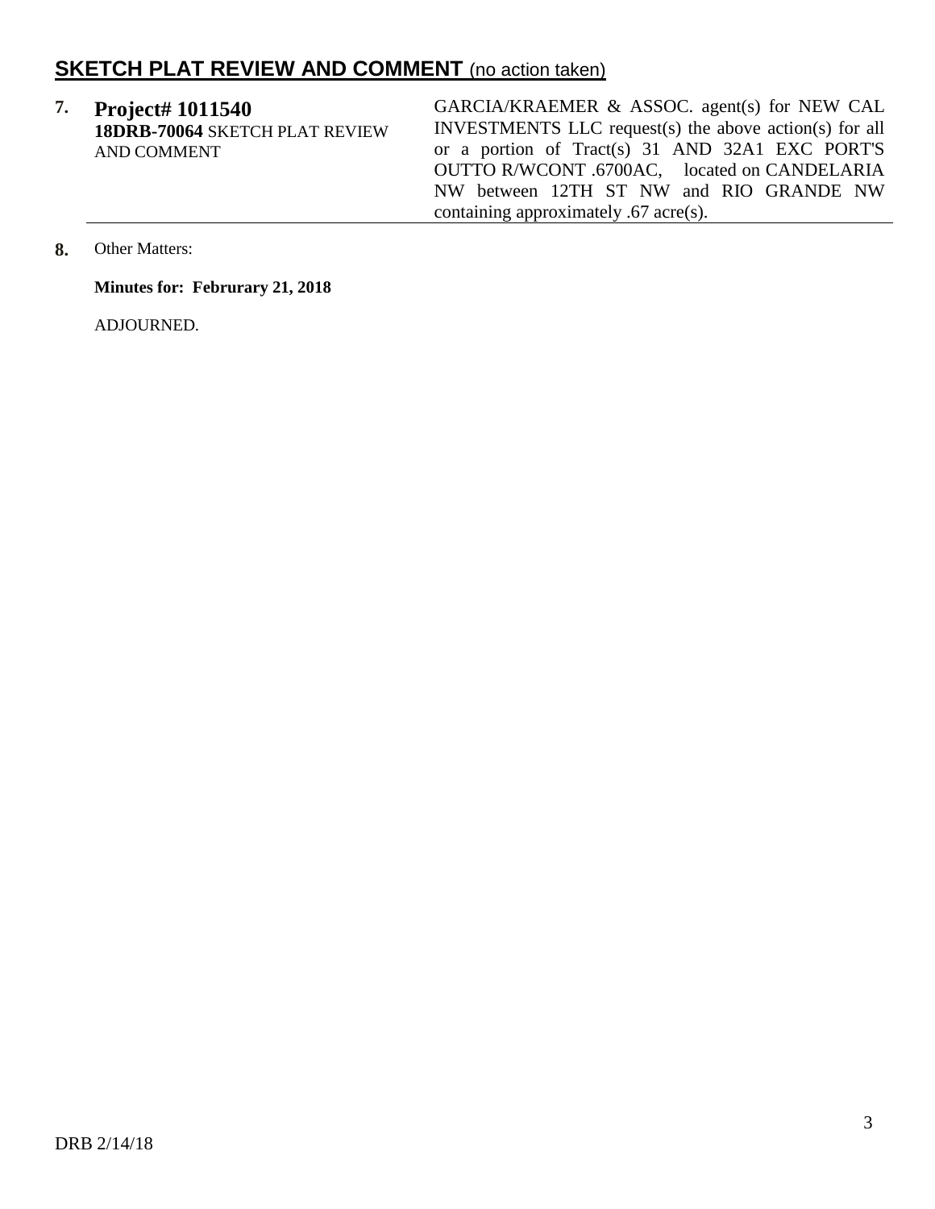## SKETCH PLAT REVIEW AND COMMENT (no action taken)

| | | |
|---|---|---|
| **7.** | **Project# 1011540**<br>**18DRB-70064** SKETCH PLAT REVIEW AND COMMENT | GARCIA/KRAEMER & ASSOC. agent(s) for NEW CAL INVESTMENTS LLC request(s) the above action(s) for all or a portion of Tract(s) 31 AND 32A1 EXC PORT'S OUTTO R/WCONT .6700AC, located on CANDELARIA NW between 12TH ST NW and RIO GRANDE NW containing approximately .67 acre(s). |

**8.** Other Matters:

**Minutes for: Februrary 21, 2018**

ADJOURNED.

DRB 2/14/18